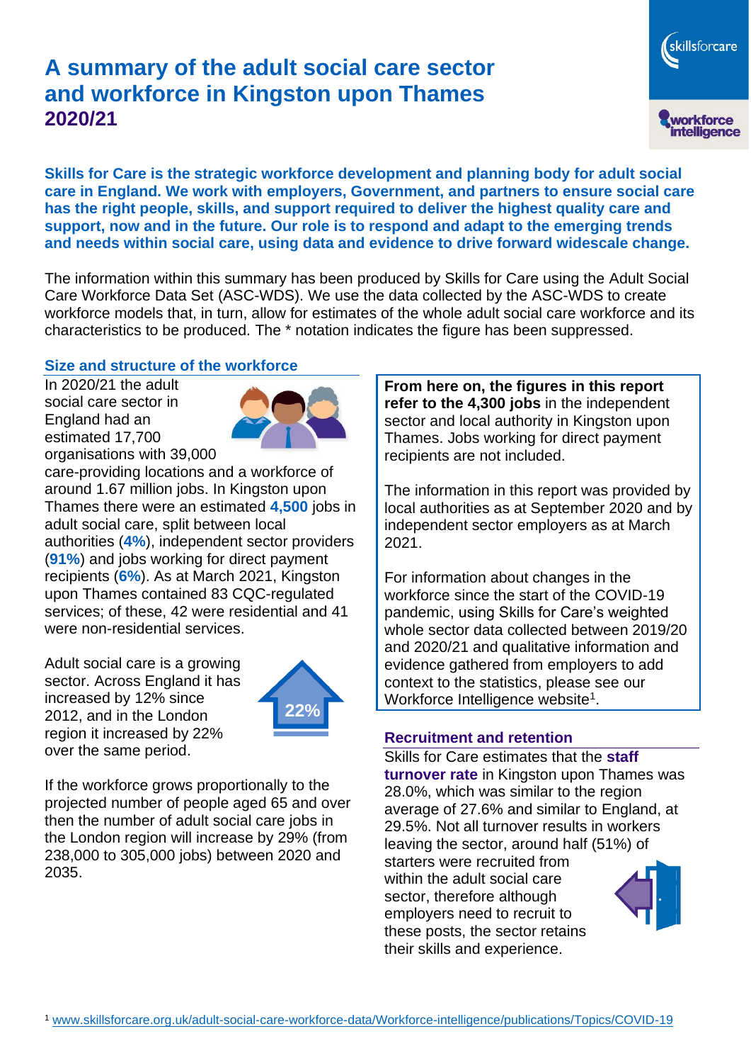# A summary of the adult social care sector and workforce in Kingston upon Thames 2020/21

**Skills for Care is the strategic workforce development and planning body for adult social care in England. We work with employers, Government, and partners to ensure social care has the right people, skills, and support required to deliver the highest quality care and support, now and in the future. Our role is to respond and adapt to the emerging trends and needs within social care, using data and evidence to drive forward widescale change.**

The information within this summary has been produced by Skills for Care using the Adult Social Care Workforce Data Set (ASC-WDS). We use the data collected by the ASC-WDS to create workforce models that, in turn, allow for estimates of the whole adult social care workforce and its characteristics to be produced. The * notation indicates the figure has been suppressed.

## Size and structure of the workforce

In 2020/21 the adult social care sector in England had an estimated 17,700 organisations with 39,000 care-providing locations and a workforce of around 1.67 million jobs. In Kingston upon Thames there were an estimated **4,500** jobs in adult social care, split between local authorities (**4%**), independent sector providers (**91%**) and jobs working for direct payment recipients (**6%**). As at March 2021, Kingston upon Thames contained 83 CQC-regulated services; of these, 42 were residential and 41 were non-residential services.

Adult social care is a growing sector. Across England it has increased by 12% since 2012, and in the London region it increased by 22% over the same period.

22%

If the workforce grows proportionally to the projected number of people aged 65 and over then the number of adult social care jobs in the London region will increase by 29% (from 238,000 to 305,000 jobs) between 2020 and 2035.

**From here on, the figures in this report refer to the 4,300 jobs** in the independent sector and local authority in Kingston upon Thames. Jobs working for direct payment recipients are not included.

The information in this report was provided by local authorities as at September 2020 and by independent sector employers as at March 2021.

For information about changes in the workforce since the start of the COVID-19 pandemic, using Skills for Care's weighted whole sector data collected between 2019/20 and 2020/21 and qualitative information and evidence gathered from employers to add context to the statistics, please see our Workforce Intelligence website[1].

## Recruitment and retention

Skills for Care estimates that the **staff turnover rate** in Kingston upon Thames was 28.0%, which was similar to the region average of 27.6% and similar to England, at 29.5%. Not all turnover results in workers leaving the sector, around half (51%) of starters were recruited from within the adult social care sector, therefore although employers need to recruit to these posts, the sector retains their skills and experience.

[1] www.skillsforcare.org.uk/adult-social-care-workforce-data/Workforce-intelligence/publications/Topics/COVID-19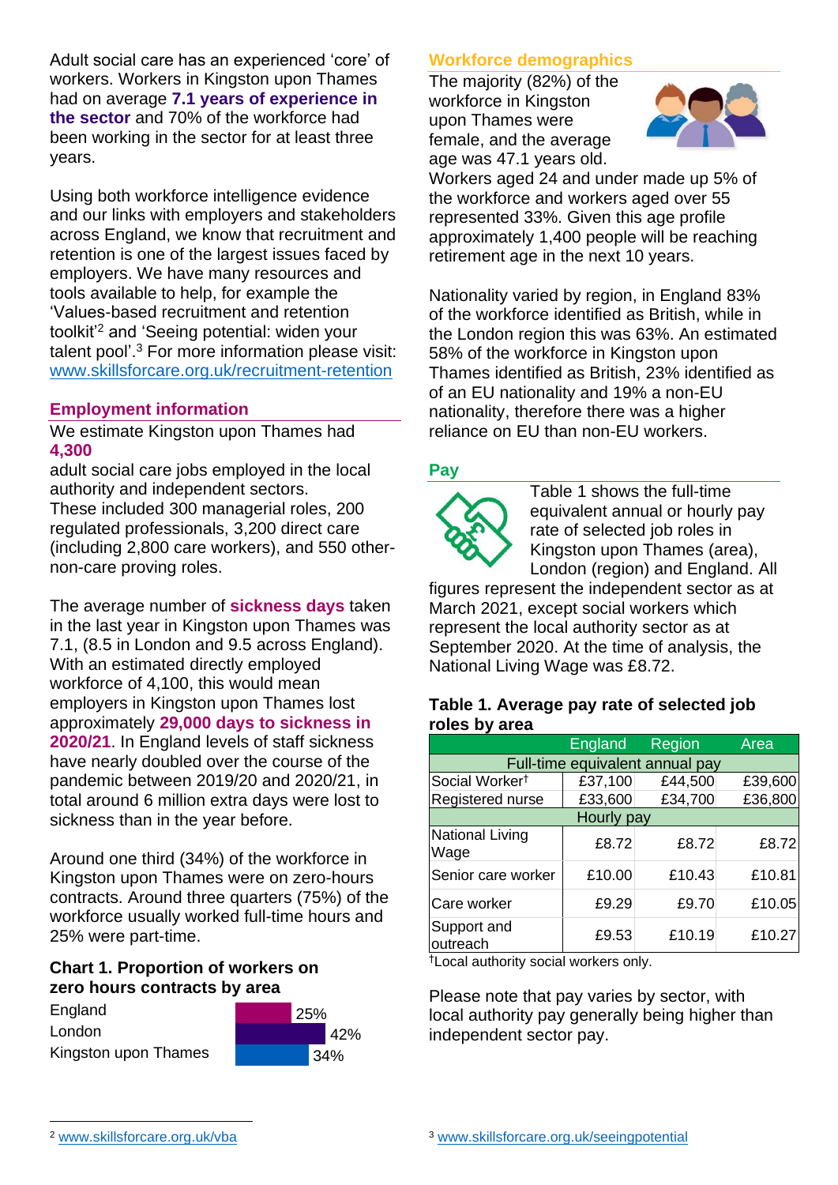Adult social care has an experienced 'core' of workers. Workers in Kingston upon Thames had on average **7.1 years of experience in the sector** and 70% of the workforce had been working in the sector for at least three years.

Using both workforce intelligence evidence and our links with employers and stakeholders across England, we know that recruitment and retention is one of the largest issues faced by employers. We have many resources and tools available to help, for example the 'Values-based recruitment and retention toolkit'[2] and 'Seeing potential: widen your talent pool'.[3] For more information please visit: www.skillsforcare.org.uk/recruitment-retention

## Employment information

We estimate Kingston upon Thames had **4,300** adult social care jobs employed in the local authority and independent sectors. These included 300 managerial roles, 200 regulated professionals, 3,200 direct care (including 2,800 care workers), and 550 other-non-care proving roles.

The average number of **sickness days** taken in the last year in Kingston upon Thames was 7.1, (8.5 in London and 9.5 across England). With an estimated directly employed workforce of 4,100, this would mean employers in Kingston upon Thames lost approximately **29,000 days to sickness in 2020/21**. In England levels of staff sickness have nearly doubled over the course of the pandemic between 2019/20 and 2020/21, in total around 6 million extra days were lost to sickness than in the year before.

Around one third (34%) of the workforce in Kingston upon Thames were on zero-hours contracts. Around three quarters (75%) of the workforce usually worked full-time hours and 25% were part-time.

### Chart 1. Proportion of workers on zero hours contracts by area

| Area | Proportion |
|---|---|
| England | 25% |
| London | 42% |
| Kingston upon Thames | 34% |

## Workforce demographics

The majority (82%) of the workforce in Kingston upon Thames were female, and the average age was 47.1 years old. Workers aged 24 and under made up 5% of the workforce and workers aged over 55 represented 33%. Given this age profile approximately 1,400 people will be reaching retirement age in the next 10 years.

Nationality varied by region, in England 83% of the workforce identified as British, while in the London region this was 63%. An estimated 58% of the workforce in Kingston upon Thames identified as British, 23% identified as of an EU nationality and 19% a non-EU nationality, therefore there was a higher reliance on EU than non-EU workers.

## Pay

Table 1 shows the full-time equivalent annual or hourly pay rate of selected job roles in Kingston upon Thames (area), London (region) and England. All figures represent the independent sector as at March 2021, except social workers which represent the local authority sector as at September 2020. At the time of analysis, the National Living Wage was £8.72.

### Table 1. Average pay rate of selected job roles by area

| | England | Region | Area |
|---|---|---|---|
| **Full-time equivalent annual pay** | | | |
| Social Worker† | £37,100 | £44,500 | £39,600 |
| Registered nurse | £33,600 | £34,700 | £36,800 |
| **Hourly pay** | | | |
| National Living Wage | £8.72 | £8.72 | £8.72 |
| Senior care worker | £10.00 | £10.43 | £10.81 |
| Care worker | £9.29 | £9.70 | £10.05 |
| Support and outreach | £9.53 | £10.19 | £10.27 |

†Local authority social workers only.

Please note that pay varies by sector, with local authority pay generally being higher than independent sector pay.

[2] www.skillsforcare.org.uk/vba

[3] www.skillsforcare.org.uk/seeingpotential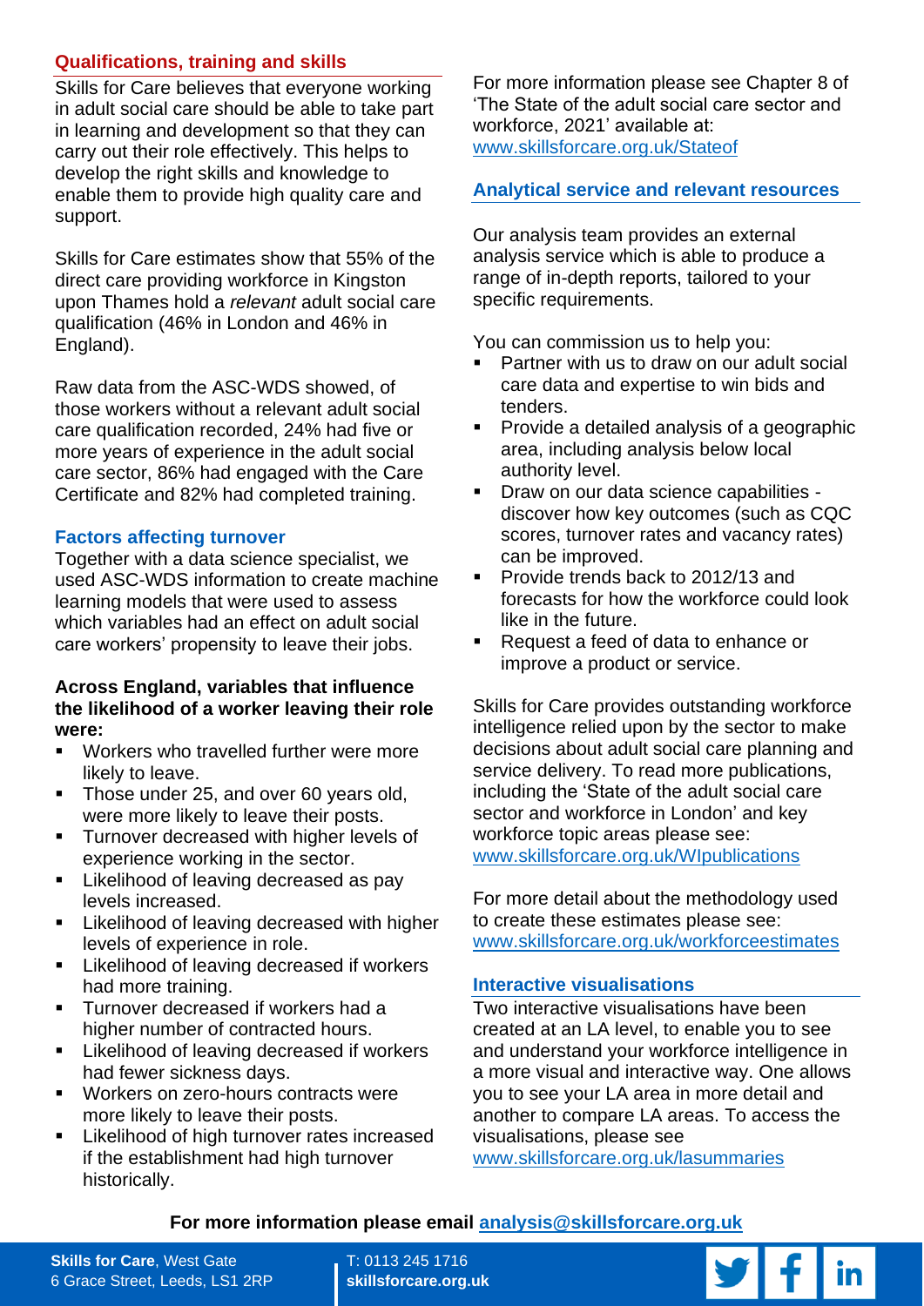## Qualifications, training and skills

Skills for Care believes that everyone working in adult social care should be able to take part in learning and development so that they can carry out their role effectively. This helps to develop the right skills and knowledge to enable them to provide high quality care and support.

Skills for Care estimates show that 55% of the direct care providing workforce in Kingston upon Thames hold a *relevant* adult social care qualification (46% in London and 46% in England).

Raw data from the ASC-WDS showed, of those workers without a relevant adult social care qualification recorded, 24% had five or more years of experience in the adult social care sector, 86% had engaged with the Care Certificate and 82% had completed training.

## Factors affecting turnover

Together with a data science specialist, we used ASC-WDS information to create machine learning models that were used to assess which variables had an effect on adult social care workers' propensity to leave their jobs.

**Across England, variables that influence the likelihood of a worker leaving their role were:**

- Workers who travelled further were more likely to leave.
- Those under 25, and over 60 years old, were more likely to leave their posts.
- Turnover decreased with higher levels of experience working in the sector.
- Likelihood of leaving decreased as pay levels increased.
- Likelihood of leaving decreased with higher levels of experience in role.
- Likelihood of leaving decreased if workers had more training.
- Turnover decreased if workers had a higher number of contracted hours.
- Likelihood of leaving decreased if workers had fewer sickness days.
- Workers on zero-hours contracts were more likely to leave their posts.
- Likelihood of high turnover rates increased if the establishment had high turnover historically.

For more information please see Chapter 8 of 'The State of the adult social care sector and workforce, 2021' available at: www.skillsforcare.org.uk/Stateof

## Analytical service and relevant resources

Our analysis team provides an external analysis service which is able to produce a range of in-depth reports, tailored to your specific requirements.

You can commission us to help you:

- Partner with us to draw on our adult social care data and expertise to win bids and tenders.
- Provide a detailed analysis of a geographic area, including analysis below local authority level.
- Draw on our data science capabilities - discover how key outcomes (such as CQC scores, turnover rates and vacancy rates) can be improved.
- Provide trends back to 2012/13 and forecasts for how the workforce could look like in the future.
- Request a feed of data to enhance or improve a product or service.

Skills for Care provides outstanding workforce intelligence relied upon by the sector to make decisions about adult social care planning and service delivery. To read more publications, including the 'State of the adult social care sector and workforce in London' and key workforce topic areas please see: www.skillsforcare.org.uk/WIpublications

For more detail about the methodology used to create these estimates please see: www.skillsforcare.org.uk/workforceestimates

## Interactive visualisations

Two interactive visualisations have been created at an LA level, to enable you to see and understand your workforce intelligence in a more visual and interactive way. One allows you to see your LA area in more detail and another to compare LA areas. To access the visualisations, please see www.skillsforcare.org.uk/lasummaries

**For more information please email analysis@skillsforcare.org.uk**

**Skills for Care**, West Gate
6 Grace Street, Leeds, LS1 2RP

T: 0113 245 1716
**skillsforcare.org.uk**